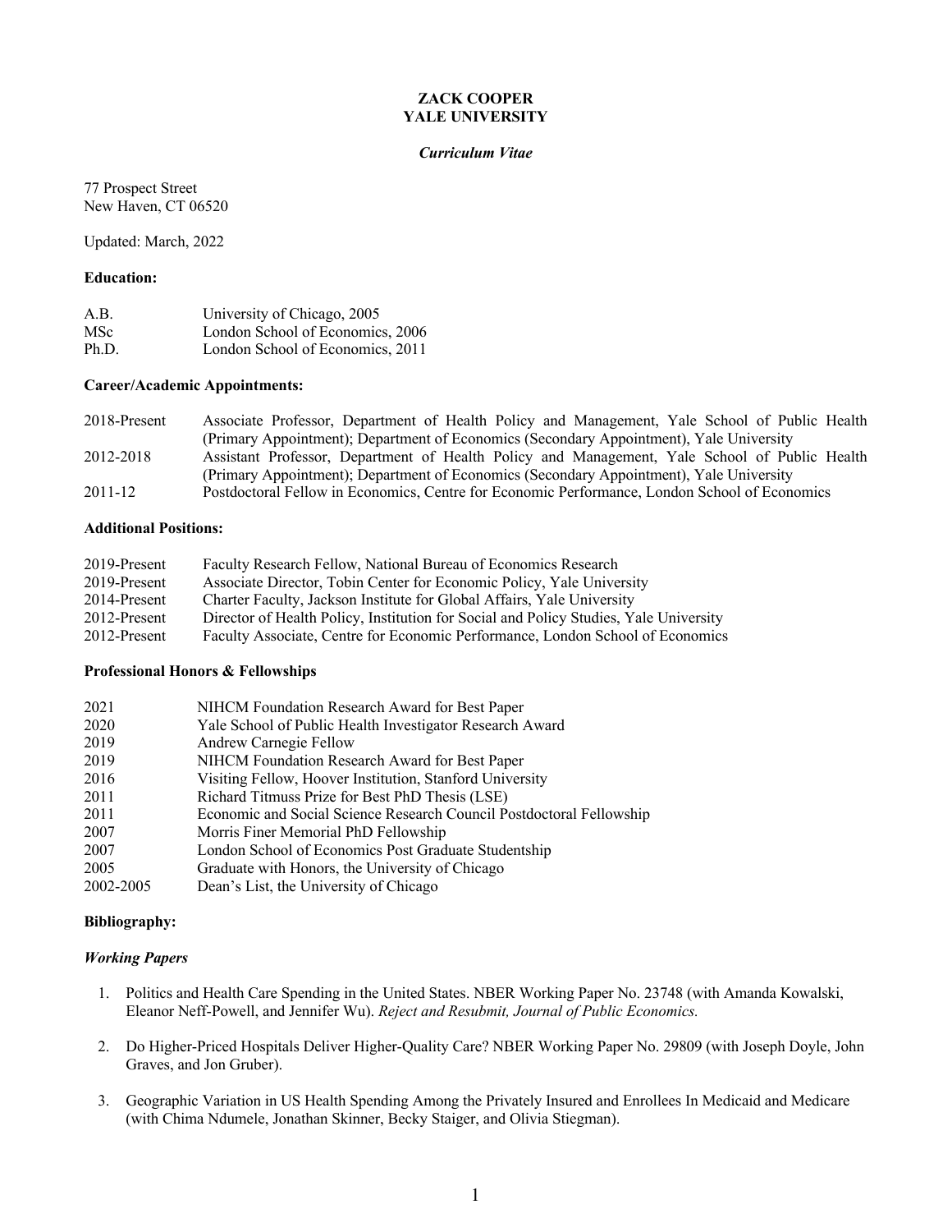# ZACK COOPER
# YALE UNIVERSITY

***Curriculum Vitae***

77 Prospect Street
New Haven, CT 06520

Updated: March, 2022

**Education:**

| | |
|---|---|
| A.B. | University of Chicago, 2005 |
| MSc | London School of Economics, 2006 |
| Ph.D. | London School of Economics, 2011 |

**Career/Academic Appointments:**

| | |
|---|---|
| 2018-Present | Associate Professor, Department of Health Policy and Management, Yale School of Public Health (Primary Appointment); Department of Economics (Secondary Appointment), Yale University |
| 2012-2018 | Assistant Professor, Department of Health Policy and Management, Yale School of Public Health (Primary Appointment); Department of Economics (Secondary Appointment), Yale University |
| 2011-12 | Postdoctoral Fellow in Economics, Centre for Economic Performance, London School of Economics |

**Additional Positions:**

| | |
|---|---|
| 2019-Present | Faculty Research Fellow, National Bureau of Economics Research |
| 2019-Present | Associate Director, Tobin Center for Economic Policy, Yale University |
| 2014-Present | Charter Faculty, Jackson Institute for Global Affairs, Yale University |
| 2012-Present | Director of Health Policy, Institution for Social and Policy Studies, Yale University |
| 2012-Present | Faculty Associate, Centre for Economic Performance, London School of Economics |

**Professional Honors & Fellowships**

| | |
|---|---|
| 2021 | NIHCM Foundation Research Award for Best Paper |
| 2020 | Yale School of Public Health Investigator Research Award |
| 2019 | Andrew Carnegie Fellow |
| 2019 | NIHCM Foundation Research Award for Best Paper |
| 2016 | Visiting Fellow, Hoover Institution, Stanford University |
| 2011 | Richard Titmuss Prize for Best PhD Thesis (LSE) |
| 2011 | Economic and Social Science Research Council Postdoctoral Fellowship |
| 2007 | Morris Finer Memorial PhD Fellowship |
| 2007 | London School of Economics Post Graduate Studentship |
| 2005 | Graduate with Honors, the University of Chicago |
| 2002-2005 | Dean's List, the University of Chicago |

**Bibliography:**

***Working Papers***

1. Politics and Health Care Spending in the United States. NBER Working Paper No. 23748 (with Amanda Kowalski, Eleanor Neff-Powell, and Jennifer Wu). *Reject and Resubmit, Journal of Public Economics.*

2. Do Higher-Priced Hospitals Deliver Higher-Quality Care? NBER Working Paper No. 29809 (with Joseph Doyle, John Graves, and Jon Gruber).

3. Geographic Variation in US Health Spending Among the Privately Insured and Enrollees In Medicaid and Medicare (with Chima Ndumele, Jonathan Skinner, Becky Staiger, and Olivia Stiegman).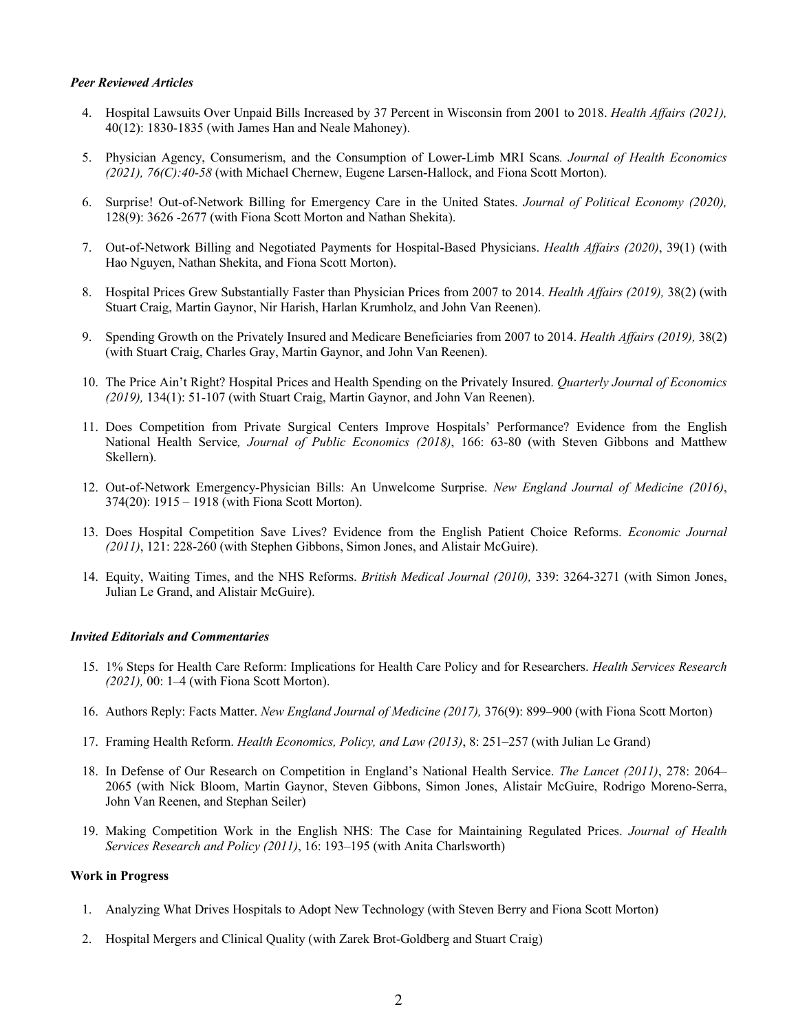### *Peer Reviewed Articles*

4. Hospital Lawsuits Over Unpaid Bills Increased by 37 Percent in Wisconsin from 2001 to 2018. *Health Affairs (2021),* 40(12): 1830-1835 (with James Han and Neale Mahoney).

5. Physician Agency, Consumerism, and the Consumption of Lower-Limb MRI Scans*. Journal of Health Economics (2021), 76(C):40-58* (with Michael Chernew, Eugene Larsen-Hallock, and Fiona Scott Morton).

6. Surprise! Out-of-Network Billing for Emergency Care in the United States. *Journal of Political Economy (2020),* 128(9): 3626 -2677 (with Fiona Scott Morton and Nathan Shekita).

7. Out-of-Network Billing and Negotiated Payments for Hospital-Based Physicians. *Health Affairs (2020)*, 39(1) (with Hao Nguyen, Nathan Shekita, and Fiona Scott Morton).

8. Hospital Prices Grew Substantially Faster than Physician Prices from 2007 to 2014. *Health Affairs (2019),* 38(2) (with Stuart Craig, Martin Gaynor, Nir Harish, Harlan Krumholz, and John Van Reenen).

9. Spending Growth on the Privately Insured and Medicare Beneficiaries from 2007 to 2014. *Health Affairs (2019),* 38(2) (with Stuart Craig, Charles Gray, Martin Gaynor, and John Van Reenen).

10. The Price Ain't Right? Hospital Prices and Health Spending on the Privately Insured. *Quarterly Journal of Economics (2019),* 134(1): 51-107 (with Stuart Craig, Martin Gaynor, and John Van Reenen).

11. Does Competition from Private Surgical Centers Improve Hospitals' Performance? Evidence from the English National Health Service*, Journal of Public Economics (2018)*, 166: 63-80 (with Steven Gibbons and Matthew Skellern).

12. Out-of-Network Emergency-Physician Bills: An Unwelcome Surprise. *New England Journal of Medicine (2016)*, 374(20): 1915 – 1918 (with Fiona Scott Morton).

13. Does Hospital Competition Save Lives? Evidence from the English Patient Choice Reforms. *Economic Journal (2011)*, 121: 228-260 (with Stephen Gibbons, Simon Jones, and Alistair McGuire).

14. Equity, Waiting Times, and the NHS Reforms. *British Medical Journal (2010),* 339: 3264-3271 (with Simon Jones, Julian Le Grand, and Alistair McGuire).

### *Invited Editorials and Commentaries*

15. 1% Steps for Health Care Reform: Implications for Health Care Policy and for Researchers. *Health Services Research (2021),* 00: 1–4 (with Fiona Scott Morton).

16. Authors Reply: Facts Matter. *New England Journal of Medicine (2017),* 376(9): 899–900 (with Fiona Scott Morton)

17. Framing Health Reform. *Health Economics, Policy, and Law (2013)*, 8: 251–257 (with Julian Le Grand)

18. In Defense of Our Research on Competition in England's National Health Service. *The Lancet (2011)*, 278: 2064–2065 (with Nick Bloom, Martin Gaynor, Steven Gibbons, Simon Jones, Alistair McGuire, Rodrigo Moreno-Serra, John Van Reenen, and Stephan Seiler)

19. Making Competition Work in the English NHS: The Case for Maintaining Regulated Prices. *Journal of Health Services Research and Policy (2011)*, 16: 193–195 (with Anita Charlsworth)

### **Work in Progress**

1. Analyzing What Drives Hospitals to Adopt New Technology (with Steven Berry and Fiona Scott Morton)

2. Hospital Mergers and Clinical Quality (with Zarek Brot-Goldberg and Stuart Craig)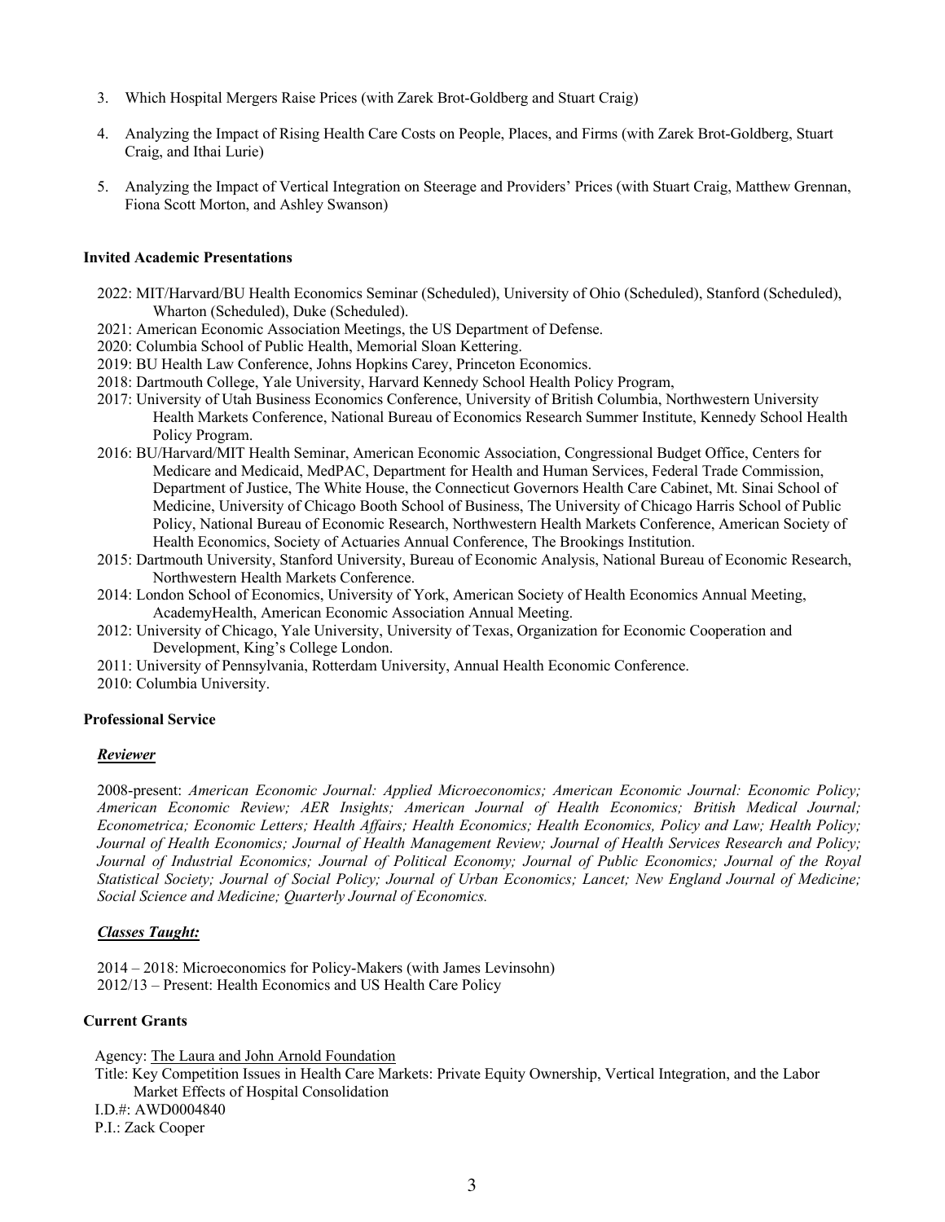3. Which Hospital Mergers Raise Prices (with Zarek Brot-Goldberg and Stuart Craig)

4. Analyzing the Impact of Rising Health Care Costs on People, Places, and Firms (with Zarek Brot-Goldberg, Stuart Craig, and Ithai Lurie)

5. Analyzing the Impact of Vertical Integration on Steerage and Providers' Prices (with Stuart Craig, Matthew Grennan, Fiona Scott Morton, and Ashley Swanson)

**Invited Academic Presentations**

2022: MIT/Harvard/BU Health Economics Seminar (Scheduled), University of Ohio (Scheduled), Stanford (Scheduled), Wharton (Scheduled), Duke (Scheduled).
2021: American Economic Association Meetings, the US Department of Defense.
2020: Columbia School of Public Health, Memorial Sloan Kettering.
2019: BU Health Law Conference, Johns Hopkins Carey, Princeton Economics.
2018: Dartmouth College, Yale University, Harvard Kennedy School Health Policy Program,
2017: University of Utah Business Economics Conference, University of British Columbia, Northwestern University Health Markets Conference, National Bureau of Economics Research Summer Institute, Kennedy School Health Policy Program.
2016: BU/Harvard/MIT Health Seminar, American Economic Association, Congressional Budget Office, Centers for Medicare and Medicaid, MedPAC, Department for Health and Human Services, Federal Trade Commission, Department of Justice, The White House, the Connecticut Governors Health Care Cabinet, Mt. Sinai School of Medicine, University of Chicago Booth School of Business, The University of Chicago Harris School of Public Policy, National Bureau of Economic Research, Northwestern Health Markets Conference, American Society of Health Economics, Society of Actuaries Annual Conference, The Brookings Institution.
2015: Dartmouth University, Stanford University, Bureau of Economic Analysis, National Bureau of Economic Research, Northwestern Health Markets Conference.
2014: London School of Economics, University of York, American Society of Health Economics Annual Meeting, AcademyHealth, American Economic Association Annual Meeting.
2012: University of Chicago, Yale University, University of Texas, Organization for Economic Cooperation and Development, King's College London.
2011: University of Pennsylvania, Rotterdam University, Annual Health Economic Conference.
2010: Columbia University.

**Professional Service**

***Reviewer***

2008-present: *American Economic Journal: Applied Microeconomics; American Economic Journal: Economic Policy; American Economic Review; AER Insights; American Journal of Health Economics; British Medical Journal; Econometrica; Economic Letters; Health Affairs; Health Economics; Health Economics, Policy and Law; Health Policy; Journal of Health Economics; Journal of Health Management Review; Journal of Health Services Research and Policy; Journal of Industrial Economics; Journal of Political Economy; Journal of Public Economics; Journal of the Royal Statistical Society; Journal of Social Policy; Journal of Urban Economics; Lancet; New England Journal of Medicine; Social Science and Medicine; Quarterly Journal of Economics.*

***Classes Taught:***

2014 – 2018: Microeconomics for Policy-Makers (with James Levinsohn)
2012/13 – Present: Health Economics and US Health Care Policy

**Current Grants**

Agency: The Laura and John Arnold Foundation
Title: Key Competition Issues in Health Care Markets: Private Equity Ownership, Vertical Integration, and the Labor Market Effects of Hospital Consolidation
I.D.#: AWD0004840
P.I.: Zack Cooper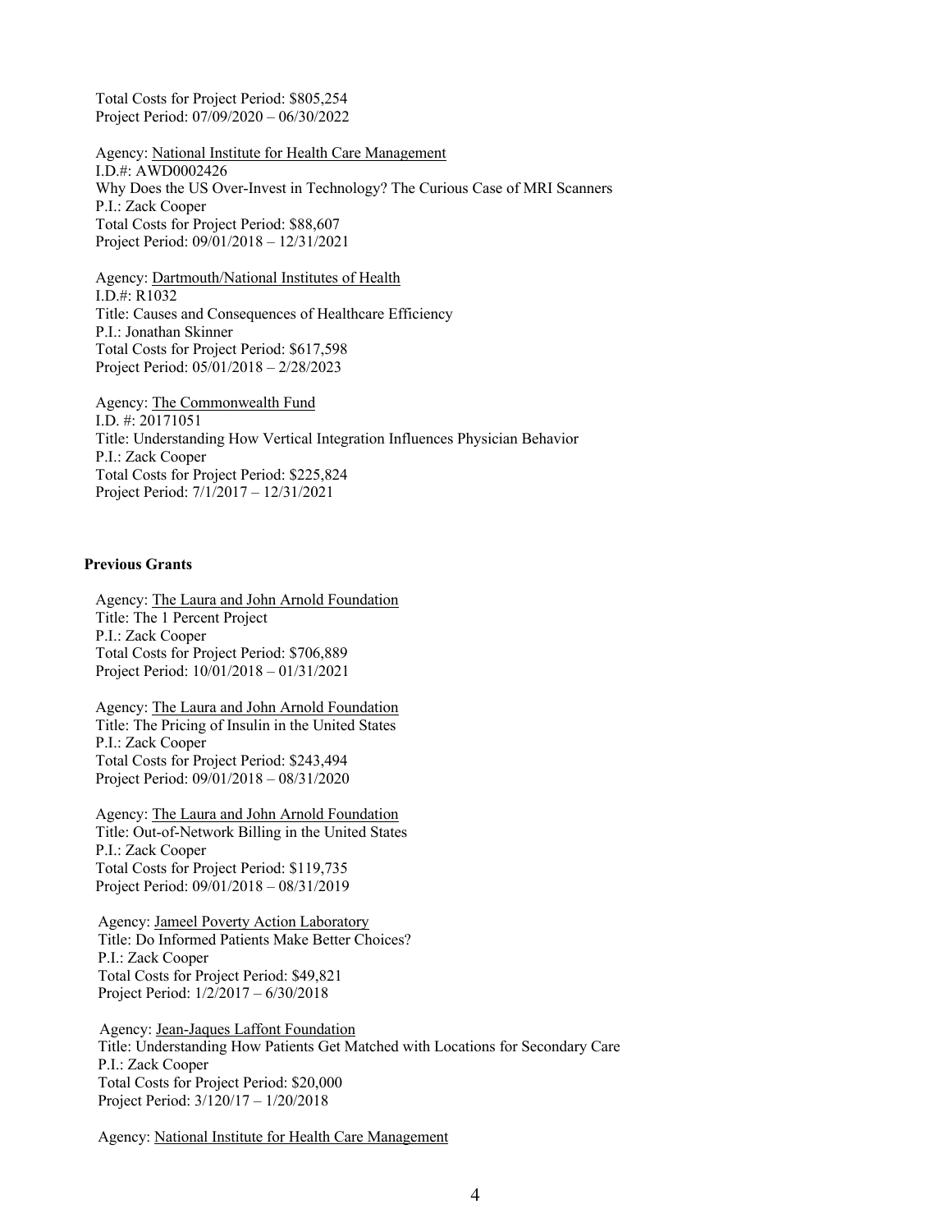Total Costs for Project Period: $805,254
Project Period: 07/09/2020 – 06/30/2022

Agency: National Institute for Health Care Management
I.D.#: AWD0002426
Why Does the US Over-Invest in Technology? The Curious Case of MRI Scanners
P.I.: Zack Cooper
Total Costs for Project Period: $88,607
Project Period: 09/01/2018 – 12/31/2021

Agency: Dartmouth/National Institutes of Health
I.D.#: R1032
Title: Causes and Consequences of Healthcare Efficiency
P.I.: Jonathan Skinner
Total Costs for Project Period: $617,598
Project Period: 05/01/2018 – 2/28/2023

Agency: The Commonwealth Fund
I.D. #: 20171051
Title: Understanding How Vertical Integration Influences Physician Behavior
P.I.: Zack Cooper
Total Costs for Project Period: $225,824
Project Period: 7/1/2017 – 12/31/2021

**Previous Grants**

Agency: The Laura and John Arnold Foundation
Title: The 1 Percent Project
P.I.: Zack Cooper
Total Costs for Project Period: $706,889
Project Period: 10/01/2018 – 01/31/2021

Agency: The Laura and John Arnold Foundation
Title: The Pricing of Insulin in the United States
P.I.: Zack Cooper
Total Costs for Project Period: $243,494
Project Period: 09/01/2018 – 08/31/2020

Agency: The Laura and John Arnold Foundation
Title: Out-of-Network Billing in the United States
P.I.: Zack Cooper
Total Costs for Project Period: $119,735
Project Period: 09/01/2018 – 08/31/2019

Agency: Jameel Poverty Action Laboratory
Title: Do Informed Patients Make Better Choices?
P.I.: Zack Cooper
Total Costs for Project Period: $49,821
Project Period: 1/2/2017 – 6/30/2018

Agency: Jean-Jaques Laffont Foundation
Title: Understanding How Patients Get Matched with Locations for Secondary Care
P.I.: Zack Cooper
Total Costs for Project Period: $20,000
Project Period: 3/120/17 – 1/20/2018

Agency: National Institute for Health Care Management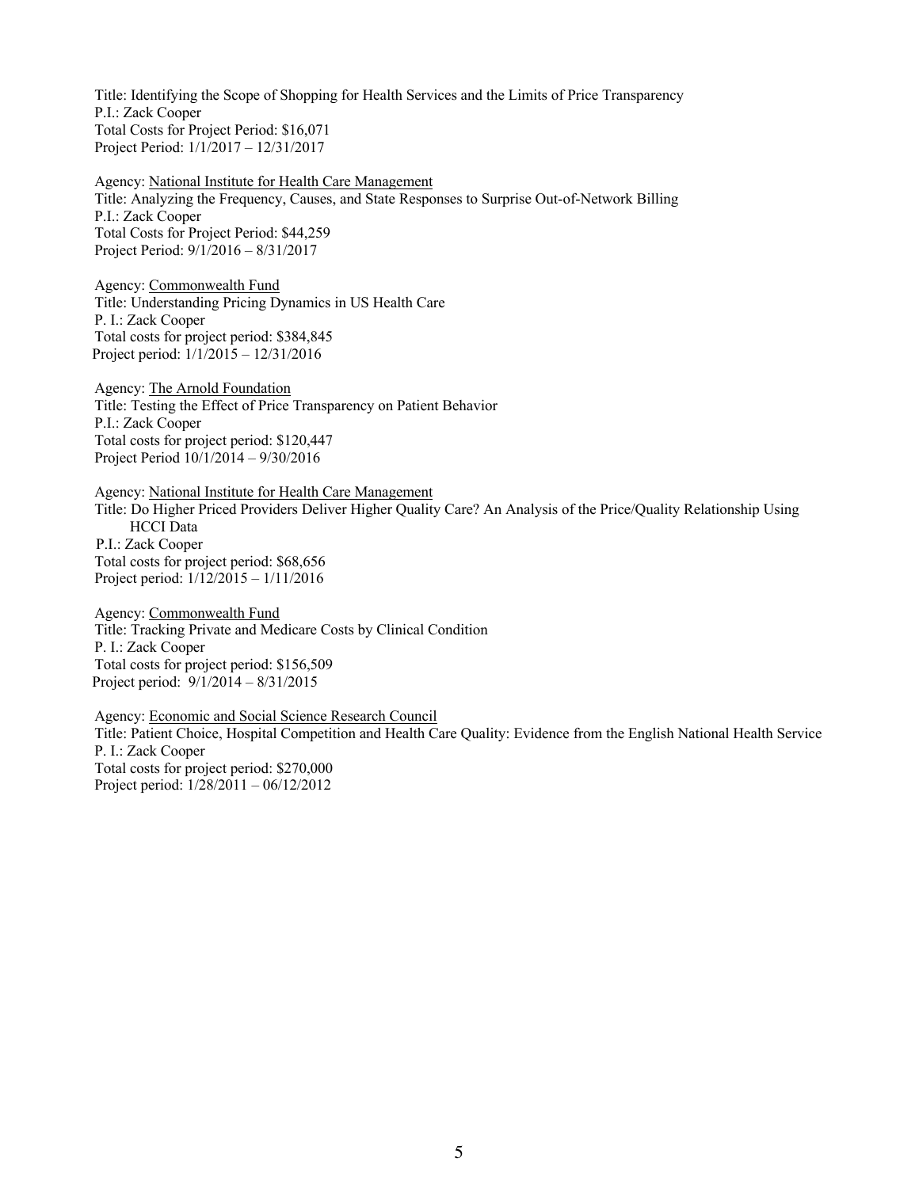Title: Identifying the Scope of Shopping for Health Services and the Limits of Price Transparency
P.I.: Zack Cooper
Total Costs for Project Period: $16,071
Project Period: 1/1/2017 – 12/31/2017

Agency: National Institute for Health Care Management
Title: Analyzing the Frequency, Causes, and State Responses to Surprise Out-of-Network Billing
P.I.: Zack Cooper
Total Costs for Project Period: $44,259
Project Period: 9/1/2016 – 8/31/2017

Agency: Commonwealth Fund
Title: Understanding Pricing Dynamics in US Health Care
P. I.: Zack Cooper
Total costs for project period: $384,845
Project period: 1/1/2015 – 12/31/2016

Agency: The Arnold Foundation
Title: Testing the Effect of Price Transparency on Patient Behavior
P.I.: Zack Cooper
Total costs for project period: $120,447
Project Period 10/1/2014 – 9/30/2016

Agency: National Institute for Health Care Management
Title: Do Higher Priced Providers Deliver Higher Quality Care? An Analysis of the Price/Quality Relationship Using HCCI Data
P.I.: Zack Cooper
Total costs for project period: $68,656
Project period: 1/12/2015 – 1/11/2016

Agency: Commonwealth Fund
Title: Tracking Private and Medicare Costs by Clinical Condition
P. I.: Zack Cooper
Total costs for project period: $156,509
Project period: 9/1/2014 – 8/31/2015

Agency: Economic and Social Science Research Council
Title: Patient Choice, Hospital Competition and Health Care Quality: Evidence from the English National Health Service
P. I.: Zack Cooper
Total costs for project period: $270,000
Project period: 1/28/2011 – 06/12/2012